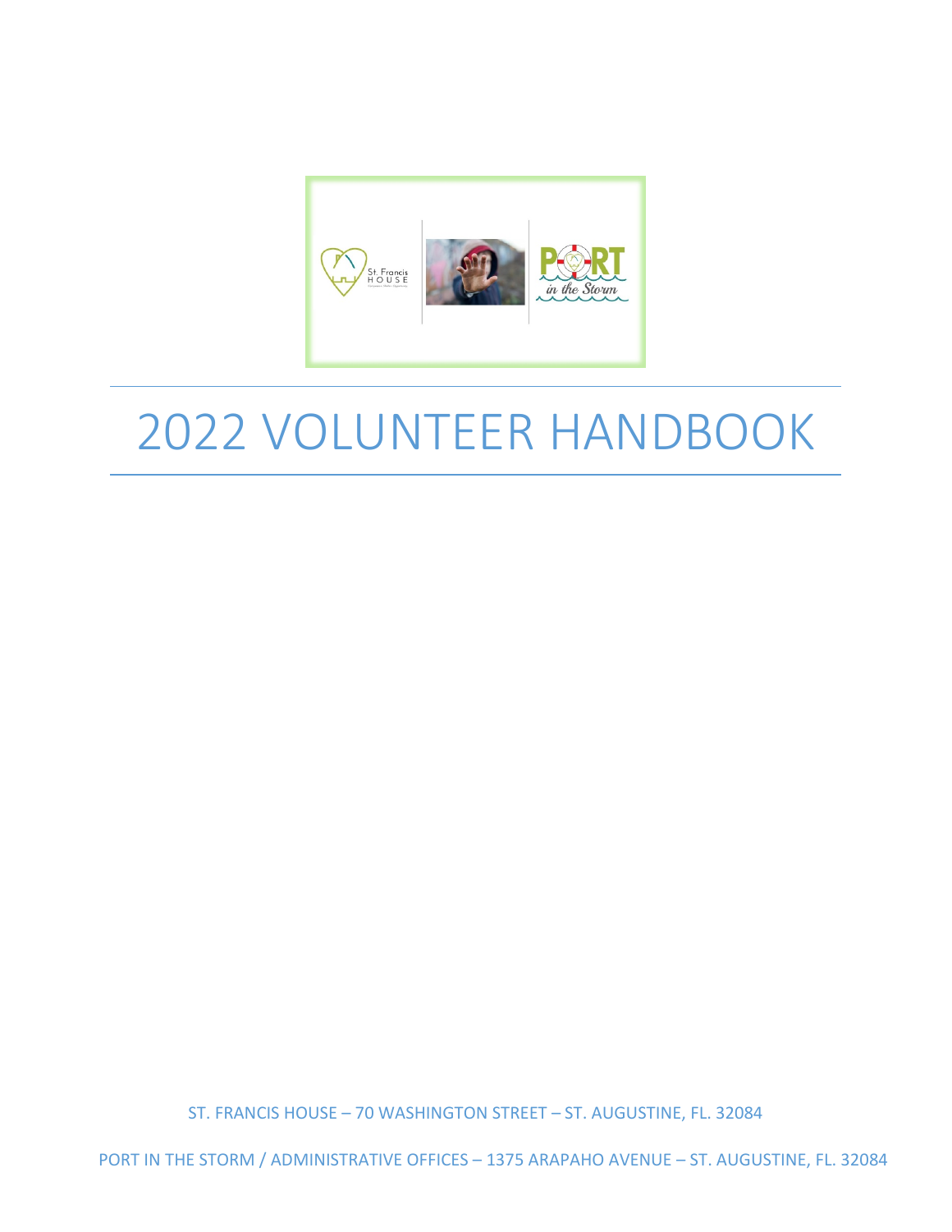# 2022 VOLUNTEER HANDBOOK

ST. FRANCIS HOUSE – 70 WASHINGTON STREET – ST. AUGUSTINE, FL. 32084

PORT IN THE STORM / ADMINISTRATIVE OFFICES – 1375 ARAPAHO AVENUE – ST. AUGUSTINE, FL. 32084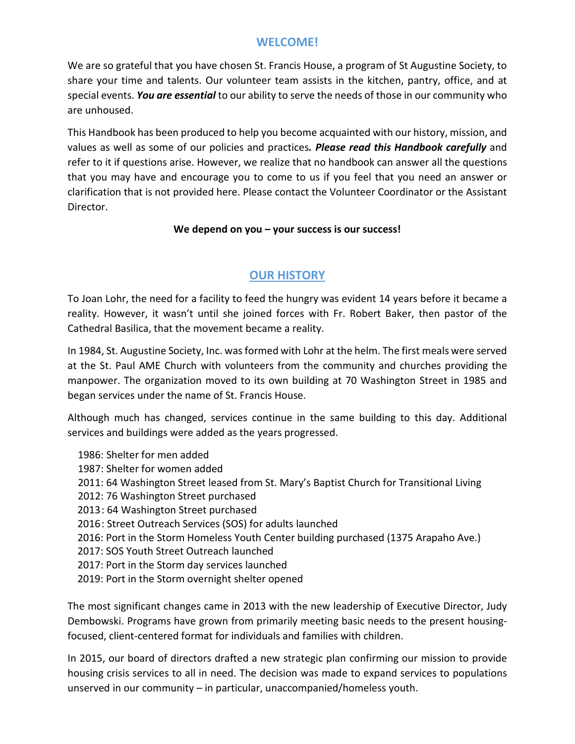## WELCOME!

We are so grateful that you have chosen St. Francis House, a program of St Augustine Society, to share your time and talents. Our volunteer team assists in the kitchen, pantry, office, and at special events. ***You are essential*** to our ability to serve the needs of those in our community who are unhoused.

This Handbook has been produced to help you become acquainted with our history, mission, and values as well as some of our policies and practices***. Please read this Handbook carefully*** and refer to it if questions arise. However, we realize that no handbook can answer all the questions that you may have and encourage you to come to us if you feel that you need an answer or clarification that is not provided here. Please contact the Volunteer Coordinator or the Assistant Director.

**We depend on you – your success is our success!**

## OUR HISTORY

To Joan Lohr, the need for a facility to feed the hungry was evident 14 years before it became a reality. However, it wasn't until she joined forces with Fr. Robert Baker, then pastor of the Cathedral Basilica, that the movement became a reality.

In 1984, St. Augustine Society, Inc. was formed with Lohr at the helm. The first meals were served at the St. Paul AME Church with volunteers from the community and churches providing the manpower. The organization moved to its own building at 70 Washington Street in 1985 and began services under the name of St. Francis House.

Although much has changed, services continue in the same building to this day. Additional services and buildings were added as the years progressed.

1986: Shelter for men added
1987: Shelter for women added
2011: 64 Washington Street leased from St. Mary's Baptist Church for Transitional Living
2012: 76 Washington Street purchased
2013: 64 Washington Street purchased
2016: Street Outreach Services (SOS) for adults launched
2016: Port in the Storm Homeless Youth Center building purchased (1375 Arapaho Ave.)
2017: SOS Youth Street Outreach launched
2017: Port in the Storm day services launched
2019: Port in the Storm overnight shelter opened

The most significant changes came in 2013 with the new leadership of Executive Director, Judy Dembowski. Programs have grown from primarily meeting basic needs to the present housing-focused, client-centered format for individuals and families with children.

In 2015, our board of directors drafted a new strategic plan confirming our mission to provide housing crisis services to all in need. The decision was made to expand services to populations unserved in our community – in particular, unaccompanied/homeless youth.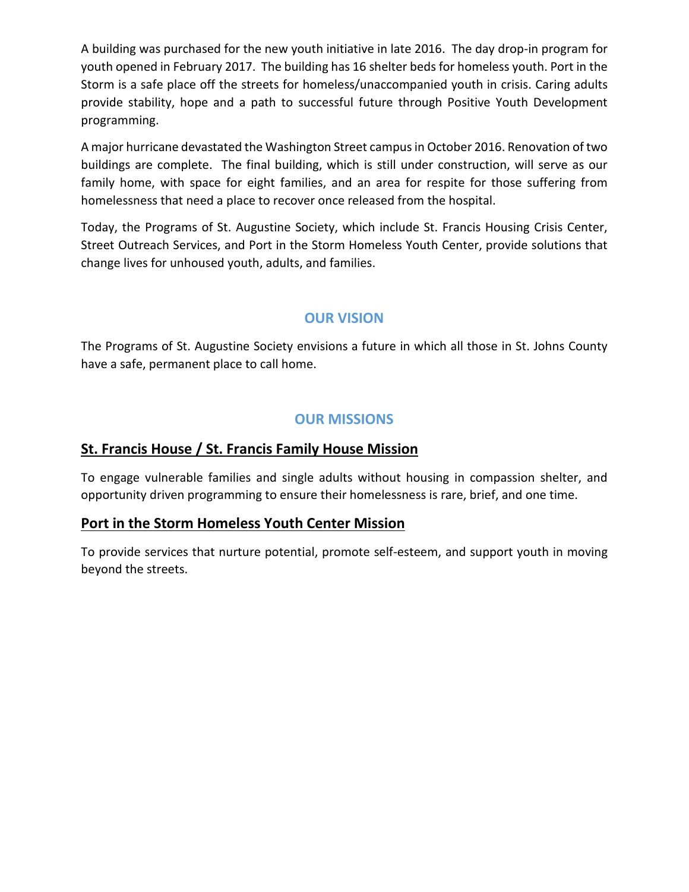A building was purchased for the new youth initiative in late 2016. The day drop-in program for youth opened in February 2017. The building has 16 shelter beds for homeless youth. Port in the Storm is a safe place off the streets for homeless/unaccompanied youth in crisis. Caring adults provide stability, hope and a path to successful future through Positive Youth Development programming.

A major hurricane devastated the Washington Street campus in October 2016. Renovation of two buildings are complete. The final building, which is still under construction, will serve as our family home, with space for eight families, and an area for respite for those suffering from homelessness that need a place to recover once released from the hospital.

Today, the Programs of St. Augustine Society, which include St. Francis Housing Crisis Center, Street Outreach Services, and Port in the Storm Homeless Youth Center, provide solutions that change lives for unhoused youth, adults, and families.

## OUR VISION

The Programs of St. Augustine Society envisions a future in which all those in St. Johns County have a safe, permanent place to call home.

## OUR MISSIONS

### St. Francis House / St. Francis Family House Mission

To engage vulnerable families and single adults without housing in compassion shelter, and opportunity driven programming to ensure their homelessness is rare, brief, and one time.

### Port in the Storm Homeless Youth Center Mission

To provide services that nurture potential, promote self-esteem, and support youth in moving beyond the streets.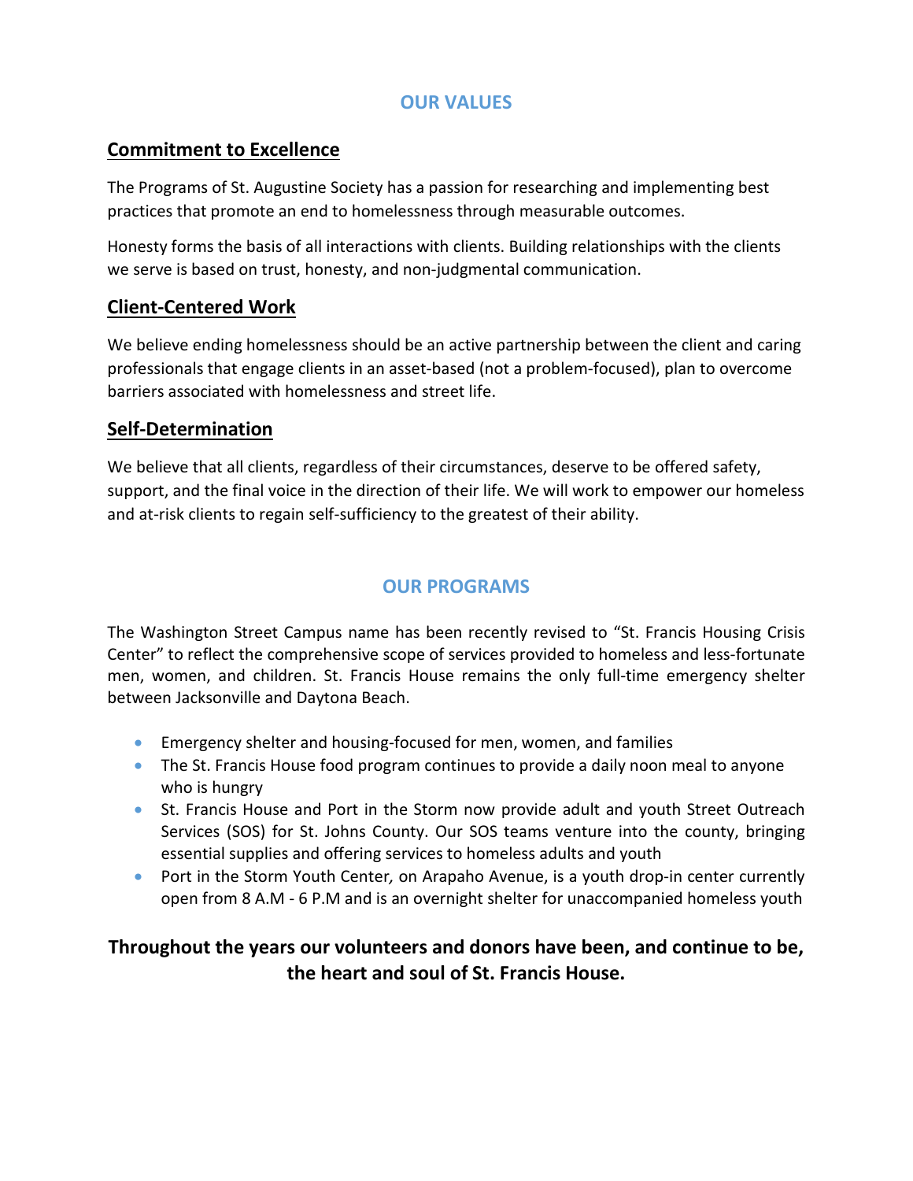## OUR VALUES

### Commitment to Excellence

The Programs of St. Augustine Society has a passion for researching and implementing best practices that promote an end to homelessness through measurable outcomes.

Honesty forms the basis of all interactions with clients. Building relationships with the clients we serve is based on trust, honesty, and non-judgmental communication.

### Client-Centered Work

We believe ending homelessness should be an active partnership between the client and caring professionals that engage clients in an asset-based (not a problem-focused), plan to overcome barriers associated with homelessness and street life.

### Self-Determination

We believe that all clients, regardless of their circumstances, deserve to be offered safety, support, and the final voice in the direction of their life. We will work to empower our homeless and at-risk clients to regain self-sufficiency to the greatest of their ability.

## OUR PROGRAMS

The Washington Street Campus name has been recently revised to "St. Francis Housing Crisis Center" to reflect the comprehensive scope of services provided to homeless and less-fortunate men, women, and children. St. Francis House remains the only full-time emergency shelter between Jacksonville and Daytona Beach.

- Emergency shelter and housing-focused for men, women, and families
- The St. Francis House food program continues to provide a daily noon meal to anyone who is hungry
- St. Francis House and Port in the Storm now provide adult and youth Street Outreach Services (SOS) for St. Johns County. Our SOS teams venture into the county, bringing essential supplies and offering services to homeless adults and youth
- Port in the Storm Youth Center*,* on Arapaho Avenue, is a youth drop-in center currently open from 8 A.M - 6 P.M and is an overnight shelter for unaccompanied homeless youth

**Throughout the years our volunteers and donors have been, and continue to be, the heart and soul of St. Francis House.**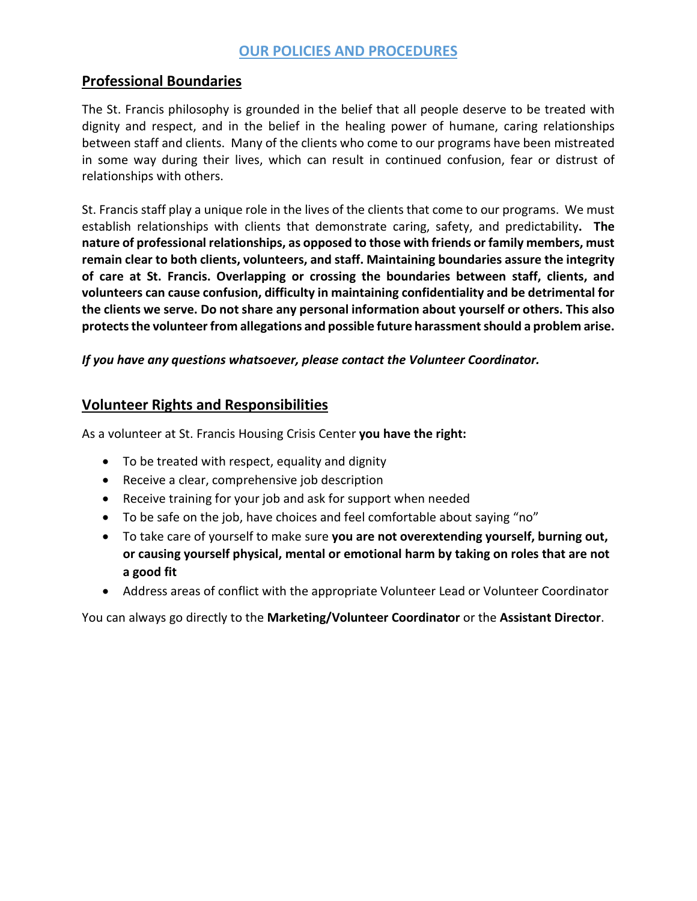## OUR POLICIES AND PROCEDURES

### Professional Boundaries

The St. Francis philosophy is grounded in the belief that all people deserve to be treated with dignity and respect, and in the belief in the healing power of humane, caring relationships between staff and clients. Many of the clients who come to our programs have been mistreated in some way during their lives, which can result in continued confusion, fear or distrust of relationships with others.

St. Francis staff play a unique role in the lives of the clients that come to our programs. We must establish relationships with clients that demonstrate caring, safety, and predictability**. The nature of professional relationships, as opposed to those with friends or family members, must remain clear to both clients, volunteers, and staff. Maintaining boundaries assure the integrity of care at St. Francis. Overlapping or crossing the boundaries between staff, clients, and volunteers can cause confusion, difficulty in maintaining confidentiality and be detrimental for the clients we serve. Do not share any personal information about yourself or others. This also protects the volunteer from allegations and possible future harassment should a problem arise.**

***If you have any questions whatsoever, please contact the Volunteer Coordinator.***

### Volunteer Rights and Responsibilities

As a volunteer at St. Francis Housing Crisis Center **you have the right:**

- To be treated with respect, equality and dignity
- Receive a clear, comprehensive job description
- Receive training for your job and ask for support when needed
- To be safe on the job, have choices and feel comfortable about saying "no"
- To take care of yourself to make sure **you are not overextending yourself, burning out, or causing yourself physical, mental or emotional harm by taking on roles that are not a good fit**
- Address areas of conflict with the appropriate Volunteer Lead or Volunteer Coordinator

You can always go directly to the **Marketing/Volunteer Coordinator** or the **Assistant Director**.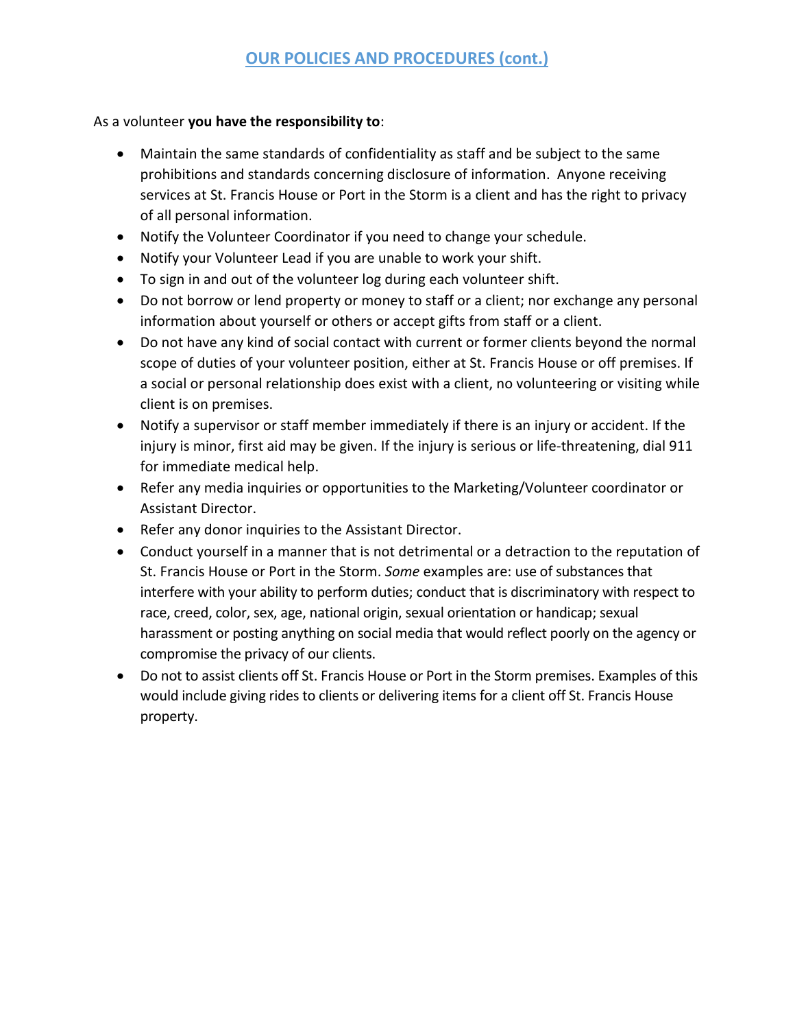## OUR POLICIES AND PROCEDURES (cont.)

As a volunteer **you have the responsibility to**:

- Maintain the same standards of confidentiality as staff and be subject to the same prohibitions and standards concerning disclosure of information. Anyone receiving services at St. Francis House or Port in the Storm is a client and has the right to privacy of all personal information.
- Notify the Volunteer Coordinator if you need to change your schedule.
- Notify your Volunteer Lead if you are unable to work your shift.
- To sign in and out of the volunteer log during each volunteer shift.
- Do not borrow or lend property or money to staff or a client; nor exchange any personal information about yourself or others or accept gifts from staff or a client.
- Do not have any kind of social contact with current or former clients beyond the normal scope of duties of your volunteer position, either at St. Francis House or off premises. If a social or personal relationship does exist with a client, no volunteering or visiting while client is on premises.
- Notify a supervisor or staff member immediately if there is an injury or accident. If the injury is minor, first aid may be given. If the injury is serious or life-threatening, dial 911 for immediate medical help.
- Refer any media inquiries or opportunities to the Marketing/Volunteer coordinator or Assistant Director.
- Refer any donor inquiries to the Assistant Director.
- Conduct yourself in a manner that is not detrimental or a detraction to the reputation of St. Francis House or Port in the Storm. *Some* examples are: use of substances that interfere with your ability to perform duties; conduct that is discriminatory with respect to race, creed, color, sex, age, national origin, sexual orientation or handicap; sexual harassment or posting anything on social media that would reflect poorly on the agency or compromise the privacy of our clients.
- Do not to assist clients off St. Francis House or Port in the Storm premises. Examples of this would include giving rides to clients or delivering items for a client off St. Francis House property.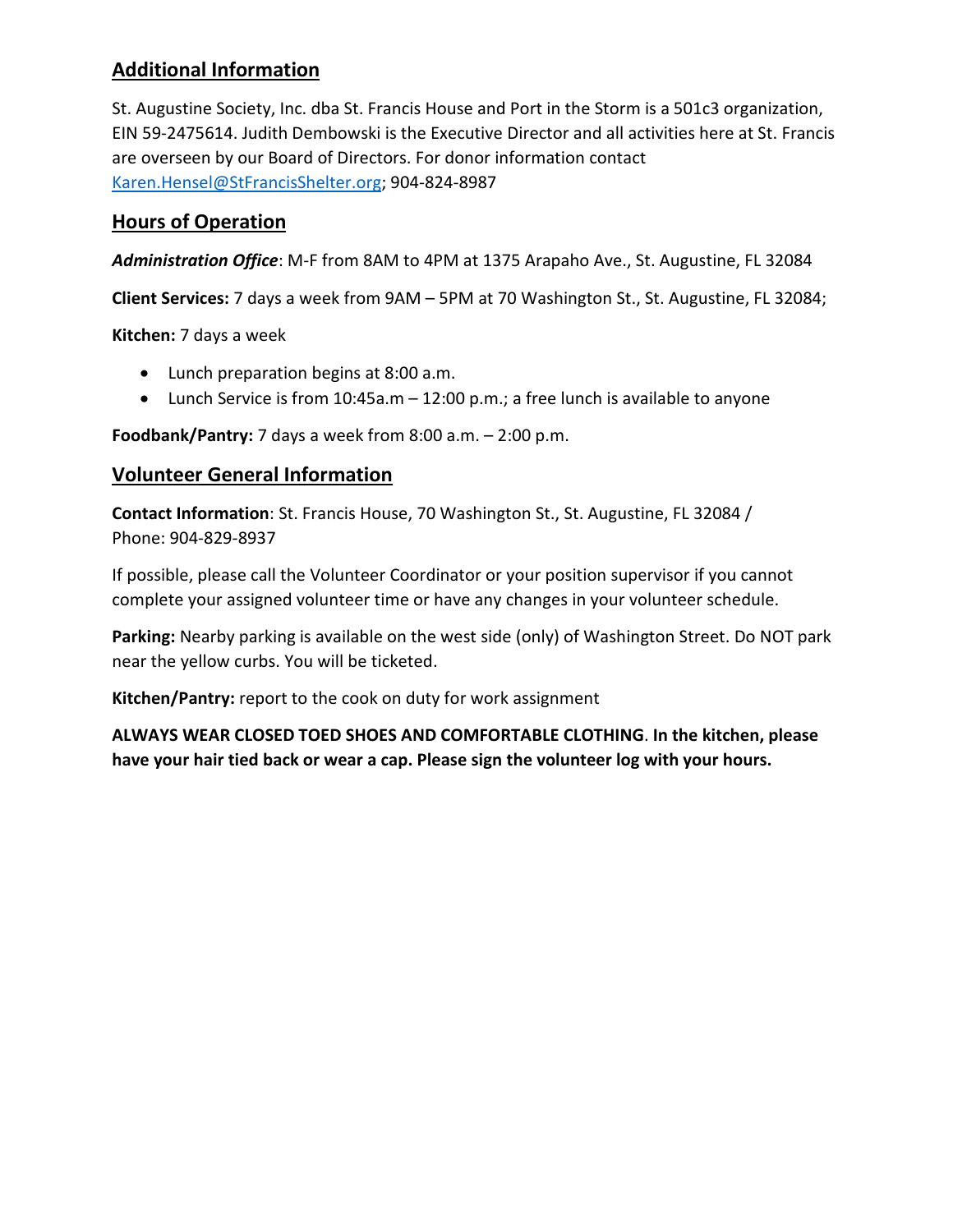## Additional Information

St. Augustine Society, Inc. dba St. Francis House and Port in the Storm is a 501c3 organization, EIN 59-2475614. Judith Dembowski is the Executive Director and all activities here at St. Francis are overseen by our Board of Directors. For donor information contact [Karen.Hensel@StFrancisShelter.org](mailto:Karen.Hensel@StFrancisShelter.org); 904-824-8987

## Hours of Operation

***Administration Office***: M-F from 8AM to 4PM at 1375 Arapaho Ave., St. Augustine, FL 32084

**Client Services:** 7 days a week from 9AM – 5PM at 70 Washington St., St. Augustine, FL 32084;

**Kitchen:** 7 days a week

- Lunch preparation begins at 8:00 a.m.
- Lunch Service is from 10:45a.m – 12:00 p.m.; a free lunch is available to anyone

**Foodbank/Pantry:** 7 days a week from 8:00 a.m. – 2:00 p.m.

## Volunteer General Information

**Contact Information**: St. Francis House, 70 Washington St., St. Augustine, FL 32084 / Phone: 904-829-8937

If possible, please call the Volunteer Coordinator or your position supervisor if you cannot complete your assigned volunteer time or have any changes in your volunteer schedule.

**Parking:** Nearby parking is available on the west side (only) of Washington Street. Do NOT park near the yellow curbs. You will be ticketed.

**Kitchen/Pantry:** report to the cook on duty for work assignment

**ALWAYS WEAR CLOSED TOED SHOES AND COMFORTABLE CLOTHING**. **In the kitchen, please have your hair tied back or wear a cap. Please sign the volunteer log with your hours.**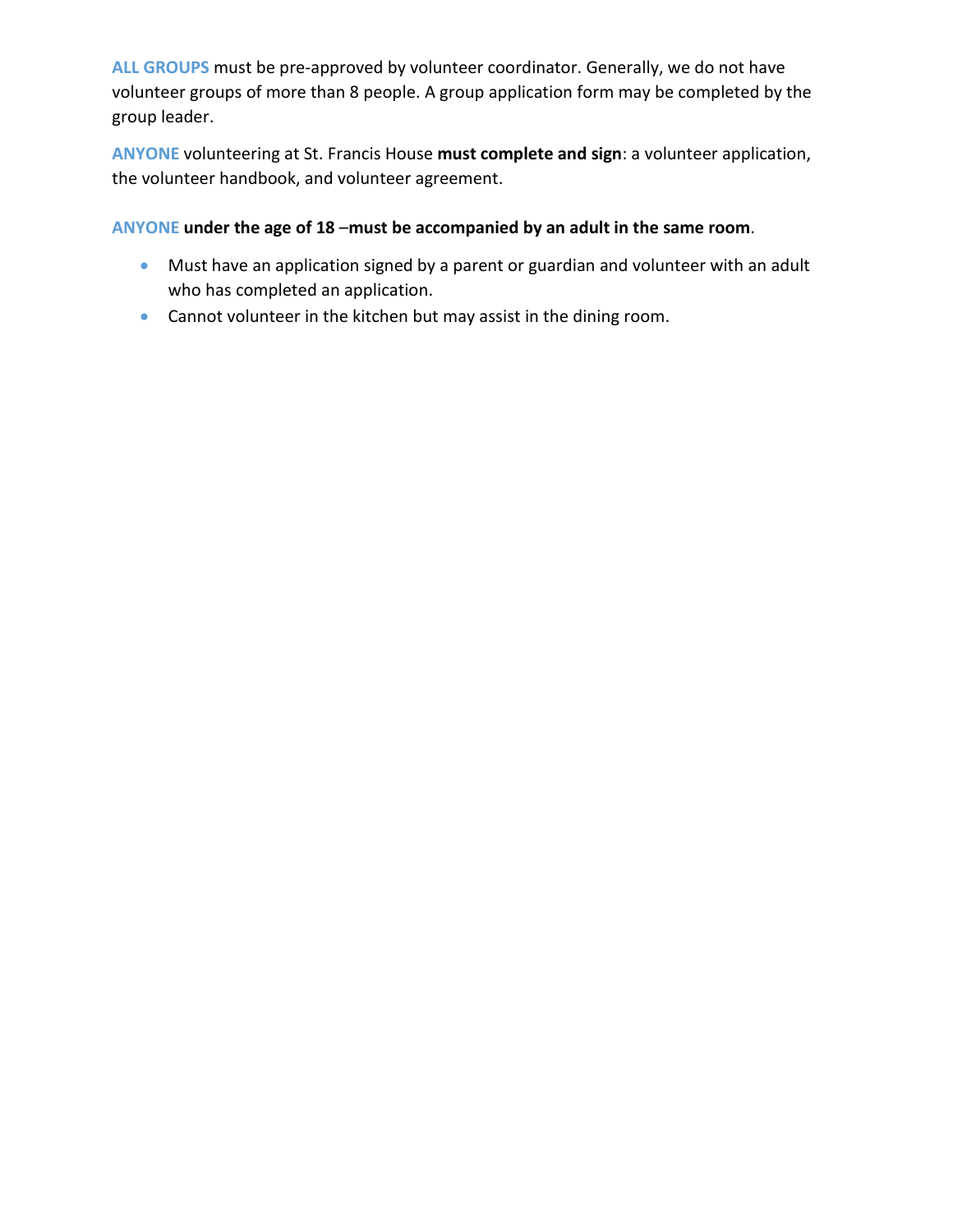**ALL GROUPS** must be pre-approved by volunteer coordinator. Generally, we do not have volunteer groups of more than 8 people. A group application form may be completed by the group leader.

**ANYONE** volunteering at St. Francis House **must complete and sign**: a volunteer application, the volunteer handbook, and volunteer agreement.

**ANYONE under the age of 18** –**must be accompanied by an adult in the same room**.

- Must have an application signed by a parent or guardian and volunteer with an adult who has completed an application.
- Cannot volunteer in the kitchen but may assist in the dining room.